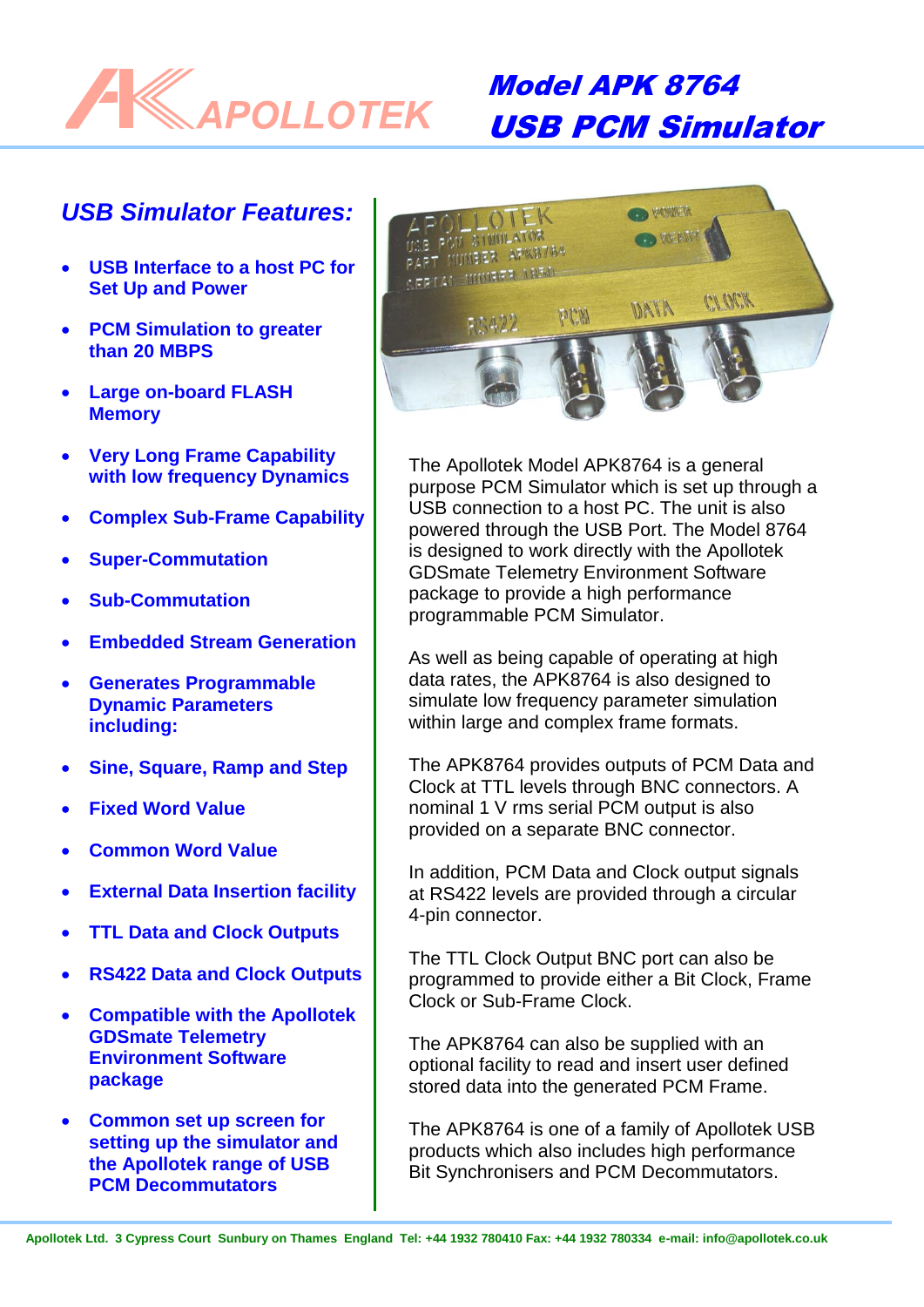# Model APK 8764
# USB PCM Simulator

## USB Simulator Features:

- **USB Interface to a host PC for Set Up and Power**
- **PCM Simulation to greater than 20 MBPS**
- **Large on-board FLASH Memory**
- **Very Long Frame Capability with low frequency Dynamics**
- **Complex Sub-Frame Capability**
- **Super-Commutation**
- **Sub-Commutation**
- **Embedded Stream Generation**
- **Generates Programmable Dynamic Parameters including:**
- **Sine, Square, Ramp and Step**
- **Fixed Word Value**
- **Common Word Value**
- **External Data Insertion facility**
- **TTL Data and Clock Outputs**
- **RS422 Data and Clock Outputs**
- **Compatible with the Apollotek GDSmate Telemetry Environment Software package**
- **Common set up screen for setting up the simulator and the Apollotek range of USB PCM Decommutators**

The Apollotek Model APK8764 is a general purpose PCM Simulator which is set up through a USB connection to a host PC. The unit is also powered through the USB Port. The Model 8764 is designed to work directly with the Apollotek GDSmate Telemetry Environment Software package to provide a high performance programmable PCM Simulator.

As well as being capable of operating at high data rates, the APK8764 is also designed to simulate low frequency parameter simulation within large and complex frame formats.

The APK8764 provides outputs of PCM Data and Clock at TTL levels through BNC connectors. A nominal 1 V rms serial PCM output is also provided on a separate BNC connector.

In addition, PCM Data and Clock output signals at RS422 levels are provided through a circular 4-pin connector.

The TTL Clock Output BNC port can also be programmed to provide either a Bit Clock, Frame Clock or Sub-Frame Clock.

The APK8764 can also be supplied with an optional facility to read and insert user defined stored data into the generated PCM Frame.

The APK8764 is one of a family of Apollotek USB products which also includes high performance Bit Synchronisers and PCM Decommutators.

Apollotek Ltd. 3 Cypress Court Sunbury on Thames England Tel: +44 1932 780410 Fax: +44 1932 780334 e-mail: info@apollotek.co.uk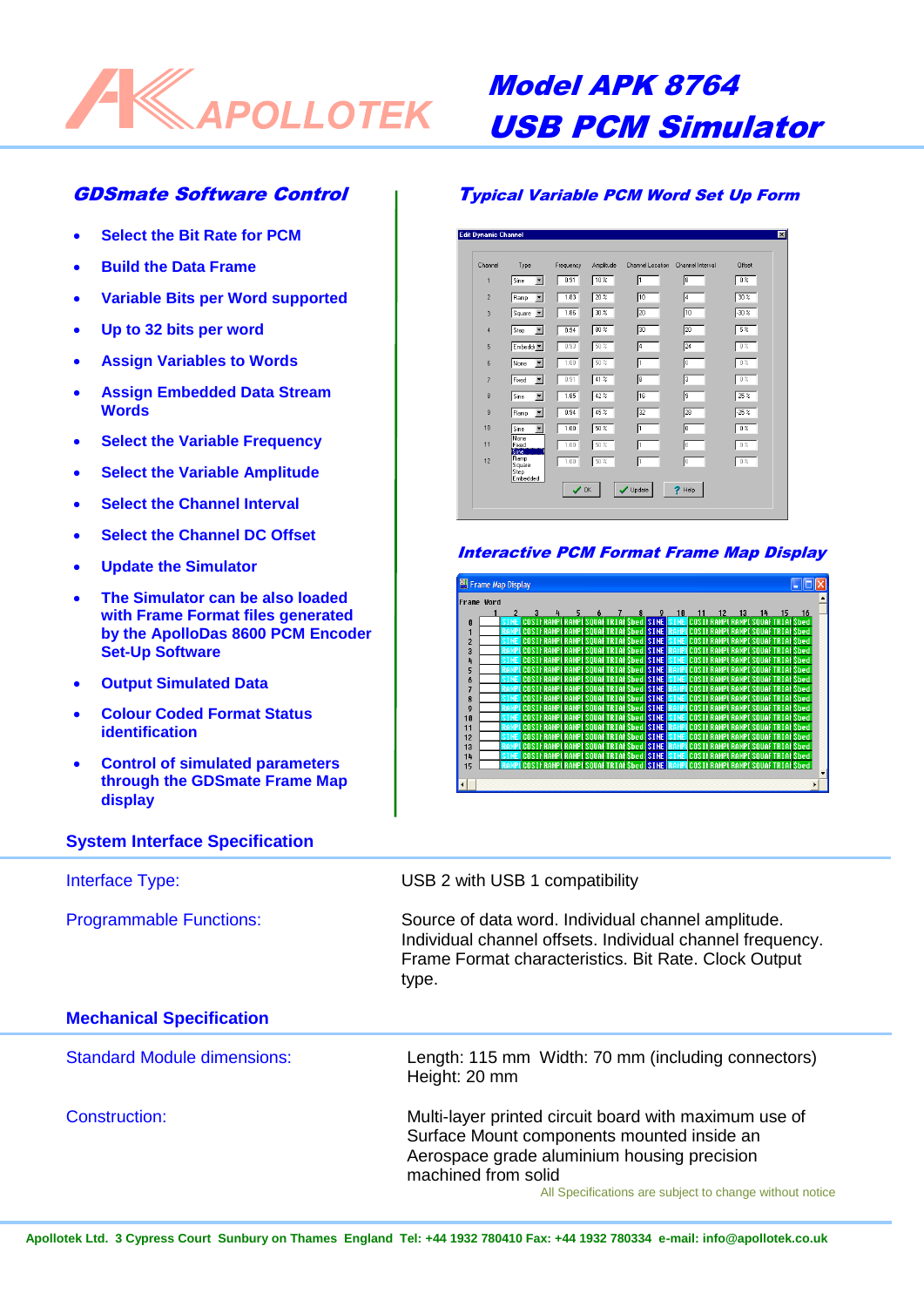# Model APK 8764 USB PCM Simulator

## GDSmate Software Control

- Select the Bit Rate for PCM
- Build the Data Frame
- Variable Bits per Word supported
- Up to 32 bits per word
- Assign Variables to Words
- Assign Embedded Data Stream Words
- Select the Variable Frequency
- Select the Variable Amplitude
- Select the Channel Interval
- Select the Channel DC Offset
- Update the Simulator
- The Simulator can be also loaded with Frame Format files generated by the ApolloDas 8600 PCM Encoder Set-Up Software
- Output Simulated Data
- Colour Coded Format Status identification
- Control of simulated parameters through the GDSmate Frame Map display

## Typical Variable PCM Word Set Up Form

## Interactive PCM Format Frame Map Display

## System Interface Specification

| | |
|---|---|
| Interface Type: | USB 2 with USB 1 compatibility |
| Programmable Functions: | Source of data word. Individual channel amplitude. Individual channel offsets. Individual channel frequency. Frame Format characteristics. Bit Rate. Clock Output type. |

## Mechanical Specification

| | |
|---|---|
| Standard Module dimensions: | Length: 115 mm Width: 70 mm (including connectors) Height: 20 mm |
| Construction: | Multi-layer printed circuit board with maximum use of Surface Mount components mounted inside an Aerospace grade aluminium housing precision machined from solid |

All Specifications are subject to change without notice

Apollotek Ltd. 3 Cypress Court Sunbury on Thames England Tel: +44 1932 780410 Fax: +44 1932 780334 e-mail: info@apollotek.co.uk